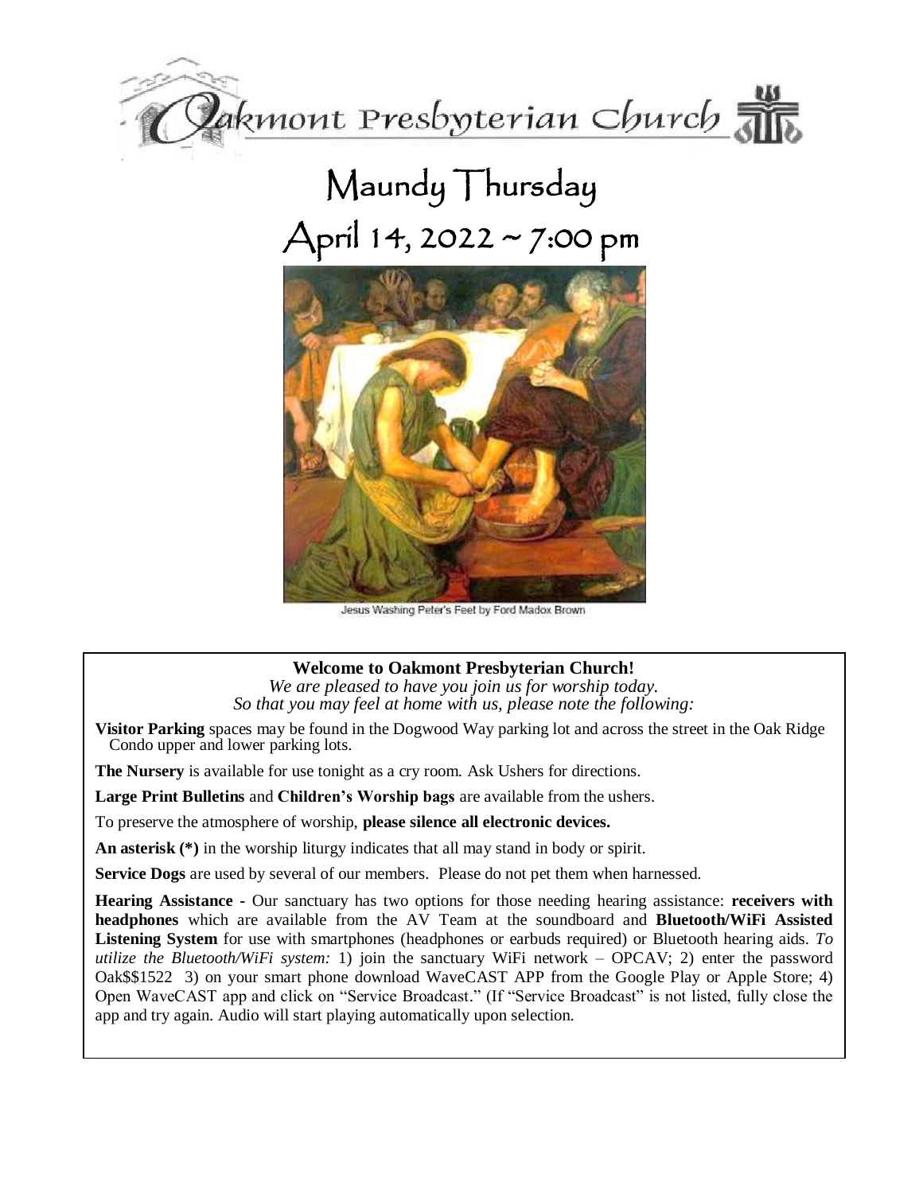# Oakmont Presbyterian Church

# Maundy Thursday

## April 14, 2022 ~ 7:00 pm

Jesus Washing Peter's Feet by Ford Madox Brown

**Welcome to Oakmont Presbyterian Church!**

*We are pleased to have you join us for worship today.*
*So that you may feel at home with us, please note the following:*

**Visitor Parking** spaces may be found in the Dogwood Way parking lot and across the street in the Oak Ridge Condo upper and lower parking lots.

**The Nursery** is available for use tonight as a cry room. Ask Ushers for directions.

**Large Print Bulletins** and **Children's Worship bags** are available from the ushers.

To preserve the atmosphere of worship, **please silence all electronic devices.**

**An asterisk (*)** in the worship liturgy indicates that all may stand in body or spirit.

**Service Dogs** are used by several of our members. Please do not pet them when harnessed.

**Hearing Assistance -** Our sanctuary has two options for those needing hearing assistance: **receivers with headphones** which are available from the AV Team at the soundboard and **Bluetooth/WiFi Assisted Listening System** for use with smartphones (headphones or earbuds required) or Bluetooth hearing aids. *To utilize the Bluetooth/WiFi system:* 1) join the sanctuary WiFi network – OPCAV; 2) enter the password Oak$$1522 3) on your smart phone download WaveCAST APP from the Google Play or Apple Store; 4) Open WaveCAST app and click on "Service Broadcast." (If "Service Broadcast" is not listed, fully close the app and try again. Audio will start playing automatically upon selection.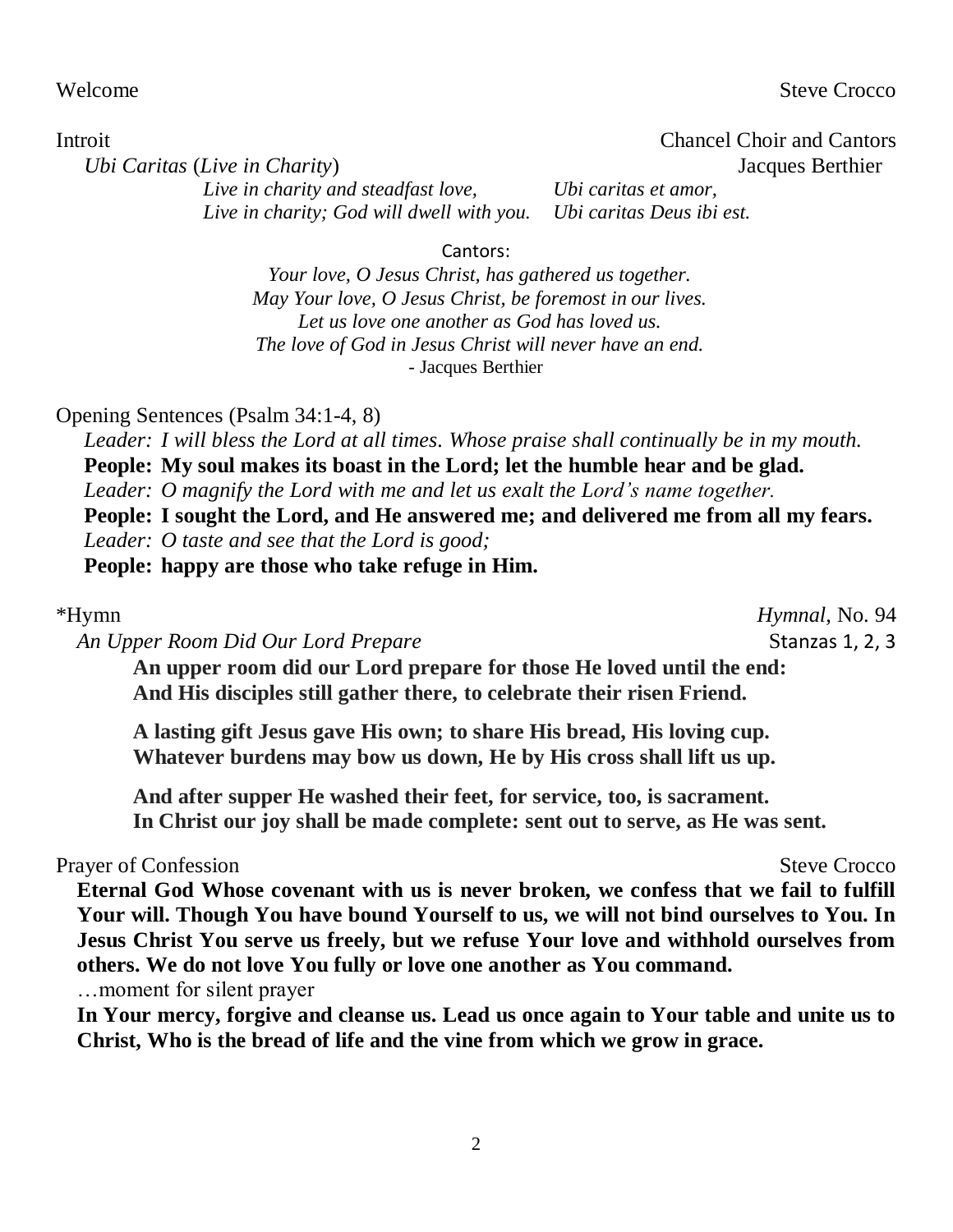Welcome Steve Crocco

Introit Chancel Choir and Cantors

*Ubi Caritas* (*Live in Charity*) Jacques Berthier

*Live in charity and steadfast love,* *Ubi caritas et amor,*
*Live in charity; God will dwell with you.* *Ubi caritas Deus ibi est.*

Cantors:

*Your love, O Jesus Christ, has gathered us together.*
*May Your love, O Jesus Christ, be foremost in our lives.*
*Let us love one another as God has loved us.*
*The love of God in Jesus Christ will never have an end.*
- Jacques Berthier

Opening Sentences (Psalm 34:1-4, 8)

*Leader: I will bless the Lord at all times. Whose praise shall continually be in my mouth.*
**People: My soul makes its boast in the Lord; let the humble hear and be glad.**
*Leader: O magnify the Lord with me and let us exalt the Lord's name together.*
**People: I sought the Lord, and He answered me; and delivered me from all my fears.**
*Leader: O taste and see that the Lord is good;*
**People: happy are those who take refuge in Him.**

*Hymn *Hymnal*, No. 94

*An Upper Room Did Our Lord Prepare* Stanzas 1, 2, 3

**An upper room did our Lord prepare for those He loved until the end:**
**And His disciples still gather there, to celebrate their risen Friend.**

**A lasting gift Jesus gave His own; to share His bread, His loving cup.**
**Whatever burdens may bow us down, He by His cross shall lift us up.**

**And after supper He washed their feet, for service, too, is sacrament.**
**In Christ our joy shall be made complete: sent out to serve, as He was sent.**

Prayer of Confession Steve Crocco

**Eternal God Whose covenant with us is never broken, we confess that we fail to fulfill Your will. Though You have bound Yourself to us, we will not bind ourselves to You. In Jesus Christ You serve us freely, but we refuse Your love and withhold ourselves from others. We do not love You fully or love one another as You command.**

…moment for silent prayer

**In Your mercy, forgive and cleanse us. Lead us once again to Your table and unite us to Christ, Who is the bread of life and the vine from which we grow in grace.**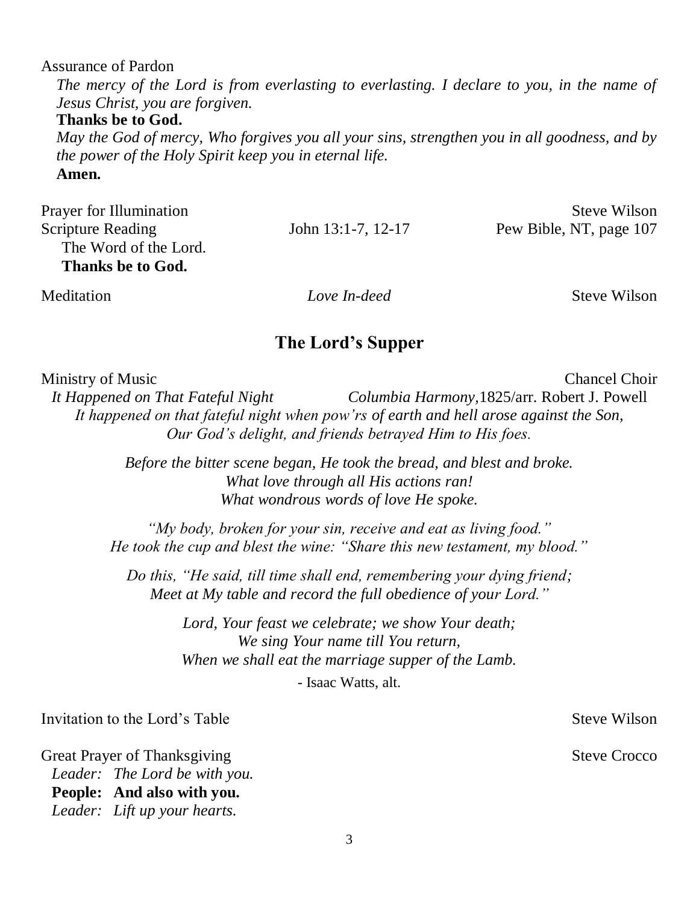Assurance of Pardon

*The mercy of the Lord is from everlasting to everlasting. I declare to you, in the name of Jesus Christ, you are forgiven.*

**Thanks be to God.**

*May the God of mercy, Who forgives you all your sins, strengthen you in all goodness, and by the power of the Holy Spirit keep you in eternal life.*

**Amen.**

Prayer for Illumination — Steve Wilson

Scripture Reading — John 13:1-7, 12-17 — Pew Bible, NT, page 107

The Word of the Lord.

**Thanks be to God.**

Meditation — *Love In-deed* — Steve Wilson

## The Lord's Supper

Ministry of Music — Chancel Choir

*It Happened on That Fateful Night* — *Columbia Harmony*,1825/arr. Robert J. Powell

*It happened on that fateful night when pow'rs of earth and hell arose against the Son,*
*Our God's delight, and friends betrayed Him to His foes.*

*Before the bitter scene began, He took the bread, and blest and broke.*
*What love through all His actions ran!*
*What wondrous words of love He spoke.*

*"My body, broken for your sin, receive and eat as living food."*
*He took the cup and blest the wine: "Share this new testament, my blood."*

*Do this, "He said, till time shall end, remembering your dying friend;*
*Meet at My table and record the full obedience of your Lord."*

*Lord, Your feast we celebrate; we show Your death;*
*We sing Your name till You return,*
*When we shall eat the marriage supper of the Lamb.*

- Isaac Watts, alt.

Invitation to the Lord's Table — Steve Wilson

Great Prayer of Thanksgiving — Steve Crocco

*Leader: The Lord be with you.*

**People: And also with you.**

*Leader: Lift up your hearts.*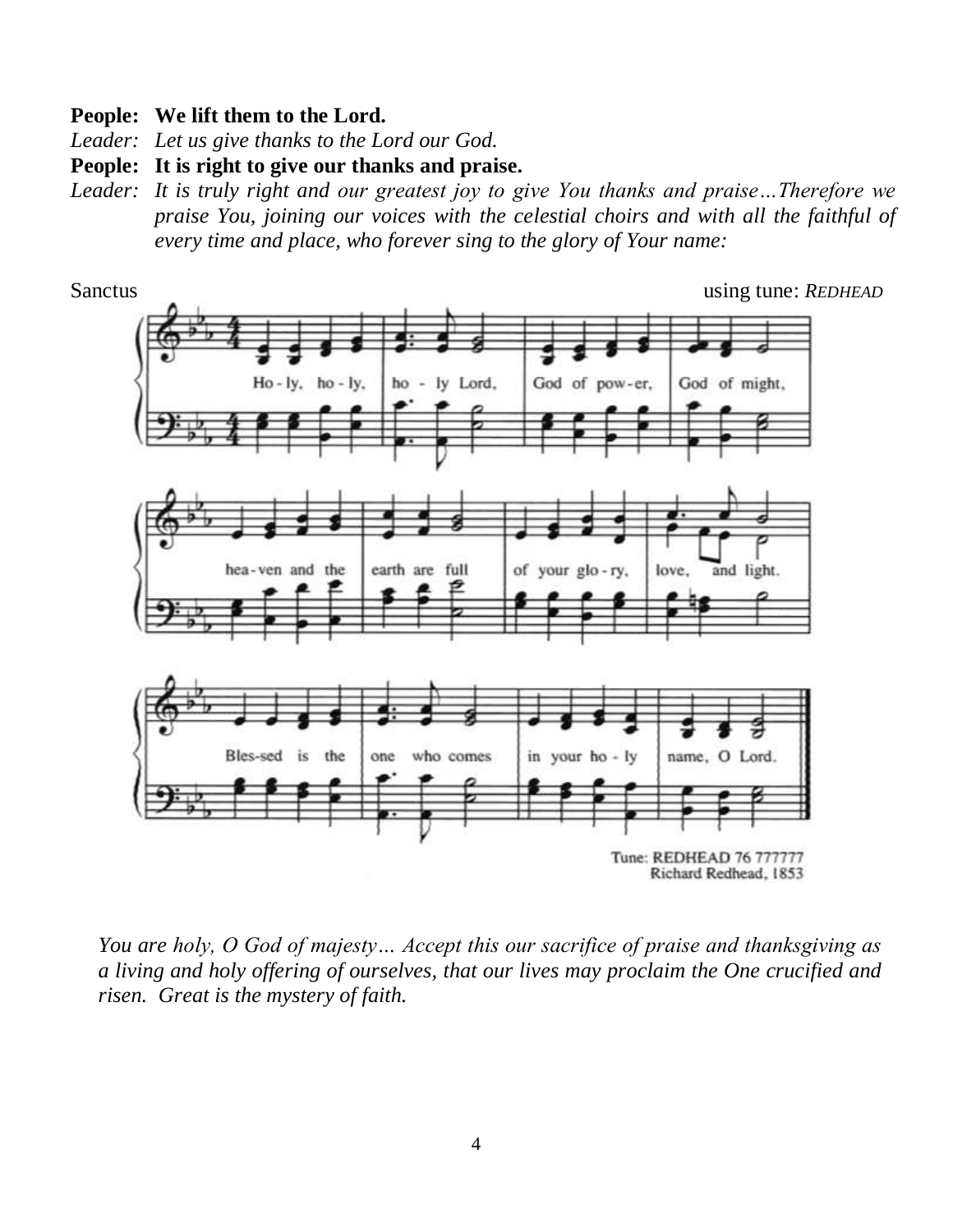**People: We lift them to the Lord.**

*Leader: Let us give thanks to the Lord our God.*

**People: It is right to give our thanks and praise.**

*Leader: It is truly right and our greatest joy to give You thanks and praise…Therefore we praise You, joining our voices with the celestial choirs and with all the faithful of every time and place, who forever sing to the glory of Your name:*

Sanctus using tune: *REDHEAD*

Ho - ly, ho - ly, ho - ly Lord, God of pow - er, God of might, hea - ven and the earth are full of your glo - ry, love, and light. Bles - sed is the one who comes in your ho - ly name, O Lord.

Tune: REDHEAD 76 777777
Richard Redhead, 1853

*You are holy, O God of majesty… Accept this our sacrifice of praise and thanksgiving as a living and holy offering of ourselves, that our lives may proclaim the One crucified and risen. Great is the mystery of faith.*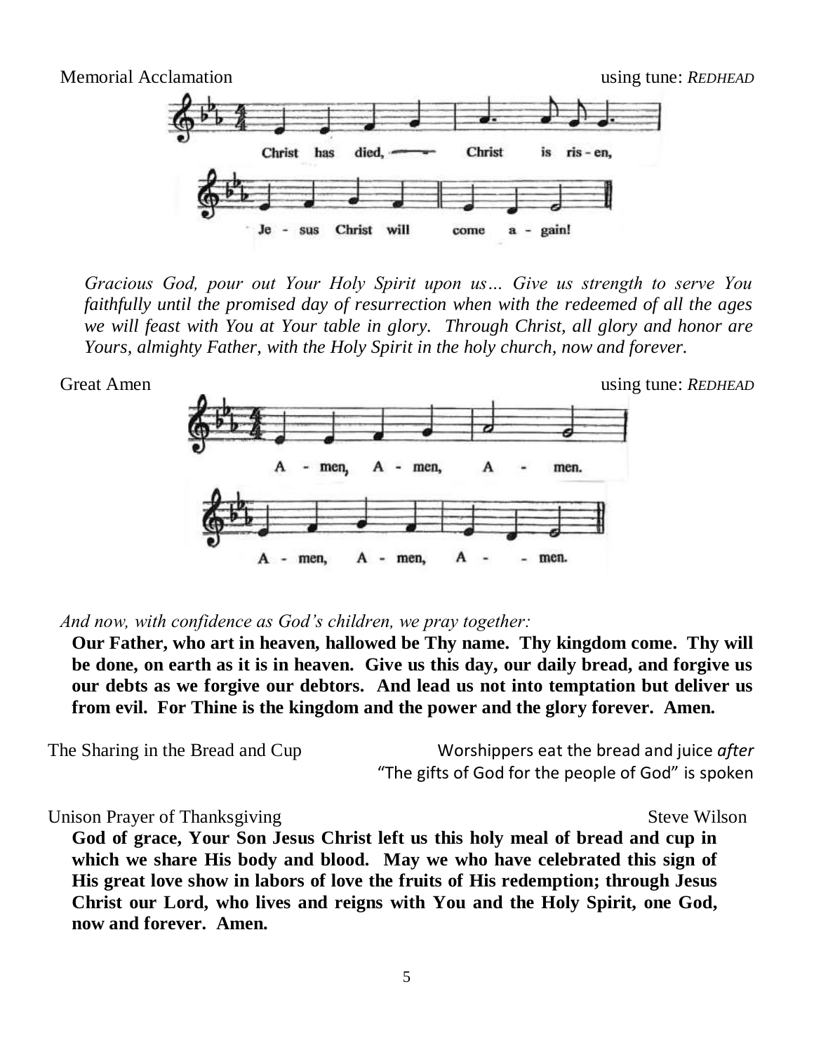Memorial Acclamation using tune: *REDHEAD*

Christ has died, Christ is ris-en, Je-sus Christ will come a-gain!

*Gracious God, pour out Your Holy Spirit upon us… Give us strength to serve You faithfully until the promised day of resurrection when with the redeemed of all the ages we will feast with You at Your table in glory. Through Christ, all glory and honor are Yours, almighty Father, with the Holy Spirit in the holy church, now and forever.*

Great Amen using tune: *REDHEAD*

A-men, A-men, A-men. A-men, A-men, A-men.

*And now, with confidence as God's children, we pray together:*

**Our Father, who art in heaven, hallowed be Thy name. Thy kingdom come. Thy will be done, on earth as it is in heaven. Give us this day, our daily bread, and forgive us our debts as we forgive our debtors. And lead us not into temptation but deliver us from evil. For Thine is the kingdom and the power and the glory forever. Amen.**

The Sharing in the Bread and Cup — Worshippers eat the bread and juice *after* "The gifts of God for the people of God" is spoken

Unison Prayer of Thanksgiving — Steve Wilson

**God of grace, Your Son Jesus Christ left us this holy meal of bread and cup in which we share His body and blood. May we who have celebrated this sign of His great love show in labors of love the fruits of His redemption; through Jesus Christ our Lord, who lives and reigns with You and the Holy Spirit, one God, now and forever. Amen.**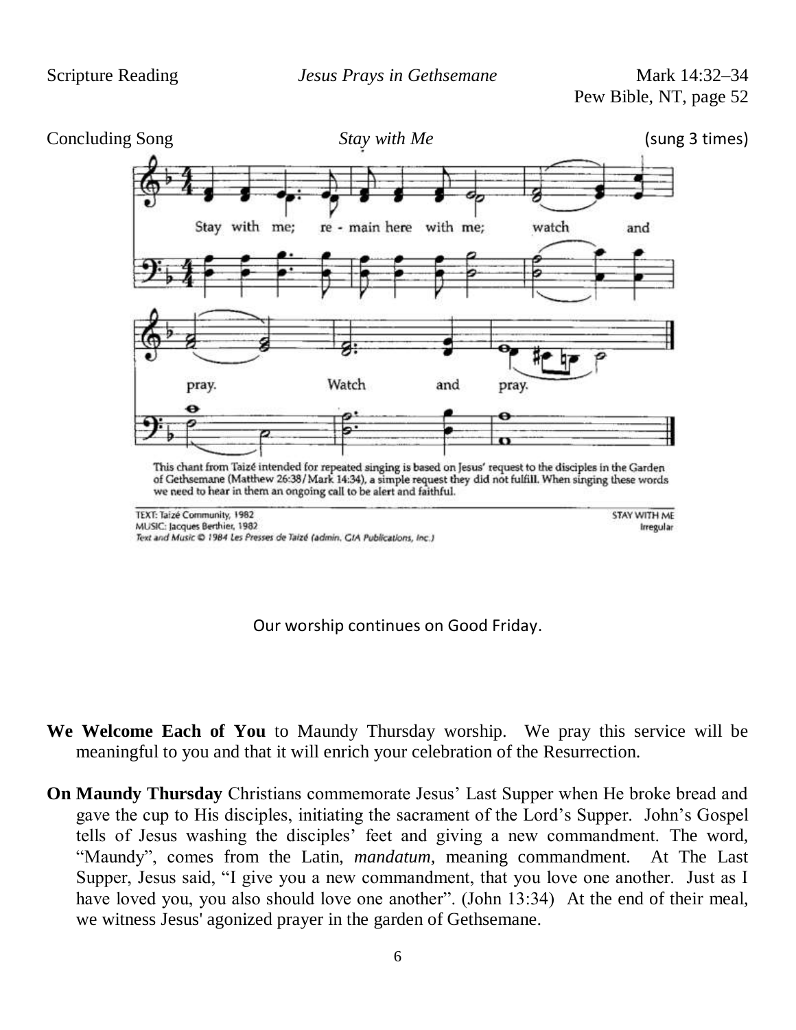Scripture Reading *Jesus Prays in Gethsemane* Mark 14:32–34
Pew Bible, NT, page 52

Concluding Song *Stay with Me* (sung 3 times)

Stay with me; re - main here with me; watch and pray. Watch and pray.

This chant from Taizé intended for repeated singing is based on Jesus' request to the disciples in the Garden of Gethsemane (Matthew 26:38/Mark 14:34), a simple request they did not fulfill. When singing these words we need to hear in them an ongoing call to be alert and faithful.

TEXT: Taizé Community, 1982
MUSIC: Jacques Berthier, 1982
*Text and Music © 1984 Les Presses de Taizé (admin. GIA Publications, Inc.)*

STAY WITH ME
Irregular

Our worship continues on Good Friday.

**We Welcome Each of You** to Maundy Thursday worship. We pray this service will be meaningful to you and that it will enrich your celebration of the Resurrection.

**On Maundy Thursday** Christians commemorate Jesus' Last Supper when He broke bread and gave the cup to His disciples, initiating the sacrament of the Lord's Supper. John's Gospel tells of Jesus washing the disciples' feet and giving a new commandment. The word, "Maundy", comes from the Latin, *mandatum,* meaning commandment. At The Last Supper, Jesus said, "I give you a new commandment, that you love one another. Just as I have loved you, you also should love one another". (John 13:34) At the end of their meal, we witness Jesus' agonized prayer in the garden of Gethsemane.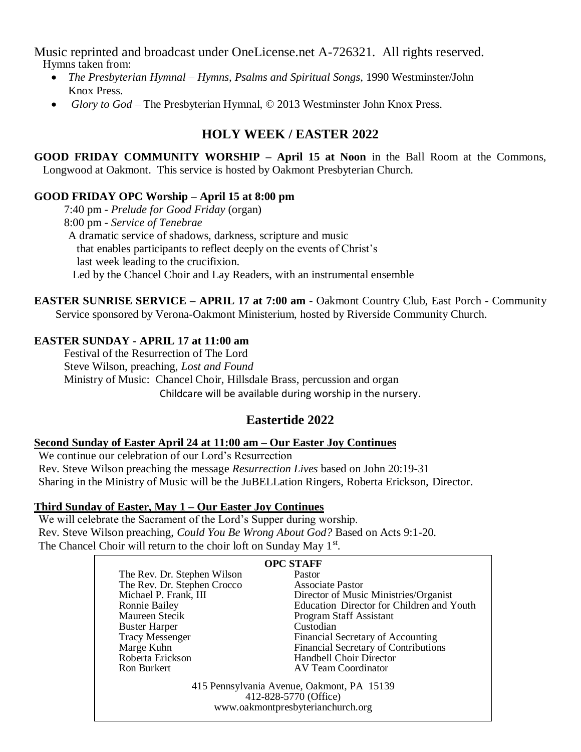Music reprinted and broadcast under OneLicense.net A-726321. All rights reserved.

Hymns taken from:

- *The Presbyterian Hymnal – Hymns, Psalms and Spiritual Songs*, 1990 Westminster/John Knox Press.
- *Glory to God* – The Presbyterian Hymnal, © 2013 Westminster John Knox Press.

## HOLY WEEK / EASTER 2022

**GOOD FRIDAY COMMUNITY WORSHIP – April 15 at Noon** in the Ball Room at the Commons, Longwood at Oakmont. This service is hosted by Oakmont Presbyterian Church.

**GOOD FRIDAY OPC Worship – April 15 at 8:00 pm**

7:40 pm - *Prelude for Good Friday* (organ)
8:00 pm - *Service of Tenebrae*
A dramatic service of shadows, darkness, scripture and music that enables participants to reflect deeply on the events of Christ's last week leading to the crucifixion.
Led by the Chancel Choir and Lay Readers, with an instrumental ensemble

**EASTER SUNRISE SERVICE – APRIL 17 at 7:00 am** - Oakmont Country Club, East Porch - Community Service sponsored by Verona-Oakmont Ministerium, hosted by Riverside Community Church.

**EASTER SUNDAY - APRIL 17 at 11:00 am**

Festival of the Resurrection of The Lord
Steve Wilson, preaching, *Lost and Found*
Ministry of Music: Chancel Choir, Hillsdale Brass, percussion and organ
Childcare will be available during worship in the nursery.

## Eastertide 2022

**Second Sunday of Easter April 24 at 11:00 am – Our Easter Joy Continues**

We continue our celebration of our Lord's Resurrection
Rev. Steve Wilson preaching the message *Resurrection Lives* based on John 20:19-31
Sharing in the Ministry of Music will be the JuBELLation Ringers, Roberta Erickson, Director.

**Third Sunday of Easter, May 1 – Our Easter Joy Continues**

We will celebrate the Sacrament of the Lord's Supper during worship.
Rev. Steve Wilson preaching, *Could You Be Wrong About God?* Based on Acts 9:1-20.
The Chancel Choir will return to the choir loft on Sunday May 1st.

**OPC STAFF**

| | |
|---|---|
| The Rev. Dr. Stephen Wilson | Pastor |
| The Rev. Dr. Stephen Crocco | Associate Pastor |
| Michael P. Frank, III | Director of Music Ministries/Organist |
| Ronnie Bailey | Education Director for Children and Youth |
| Maureen Stecik | Program Staff Assistant |
| Buster Harper | Custodian |
| Tracy Messenger | Financial Secretary of Accounting |
| Marge Kuhn | Financial Secretary of Contributions |
| Roberta Erickson | Handbell Choir Director |
| Ron Burkert | AV Team Coordinator |

415 Pennsylvania Avenue, Oakmont, PA 15139
412-828-5770 (Office)
www.oakmontpresbyterianchurch.org